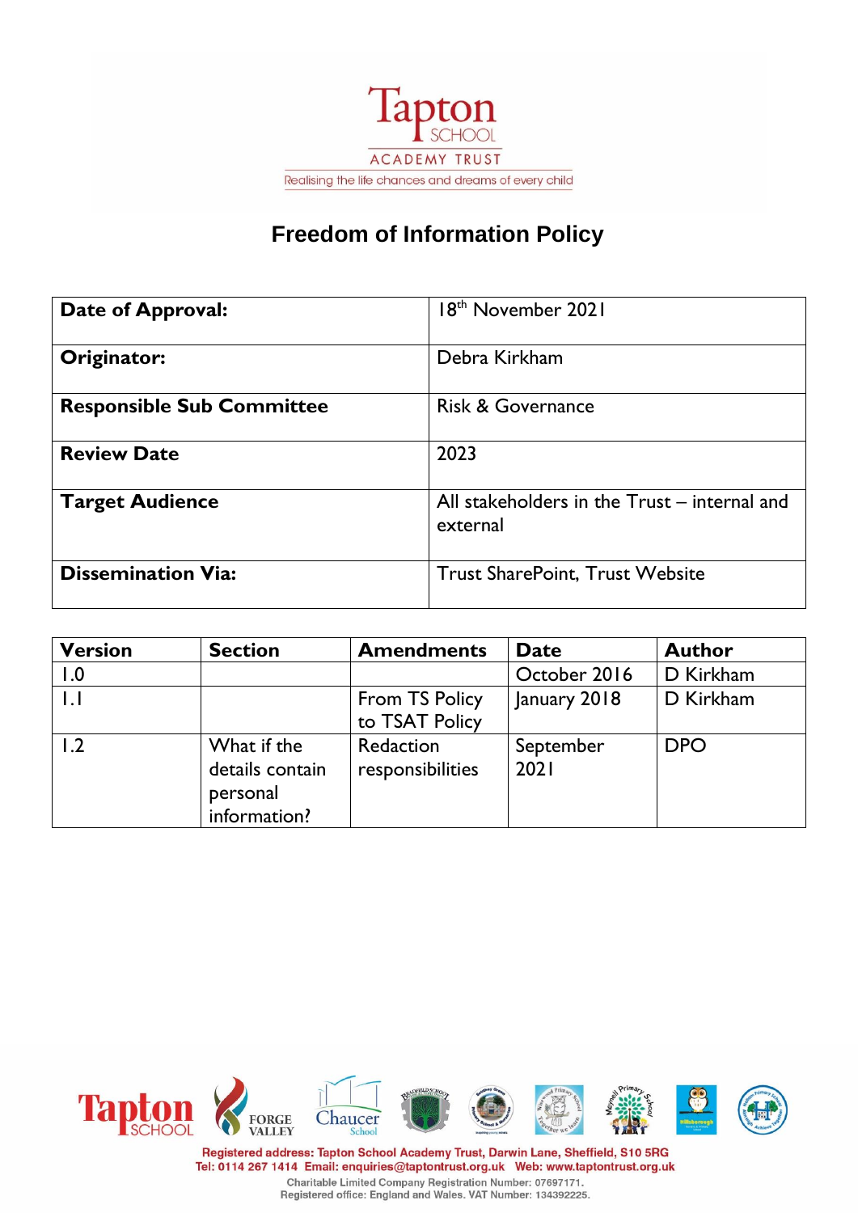Tapton SCHOOL
ACADEMY TRUST
Realising the life chances and dreams of every child

# Freedom of Information Policy

| | |
|---|---|
| **Date of Approval:** | 18th November 2021 |
| **Originator:** | Debra Kirkham |
| **Responsible Sub Committee** | Risk & Governance |
| **Review Date** | 2023 |
| **Target Audience** | All stakeholders in the Trust – internal and external |
| **Dissemination Via:** | Trust SharePoint, Trust Website |

| Version | Section | Amendments | Date | Author |
|---|---|---|---|---|
| 1.0 | | | October 2016 | D Kirkham |
| 1.1 | | From TS Policy to TSAT Policy | January 2018 | D Kirkham |
| 1.2 | What if the details contain personal information? | Redaction responsibilities | September 2021 | DPO |

Registered address: Tapton School Academy Trust, Darwin Lane, Sheffield, S10 5RG
Tel: 0114 267 1414 Email: enquiries@taptontrust.org.uk Web: www.taptontrust.org.uk
Charitable Limited Company Registration Number: 07697171.
Registered office: England and Wales. VAT Number: 134392225.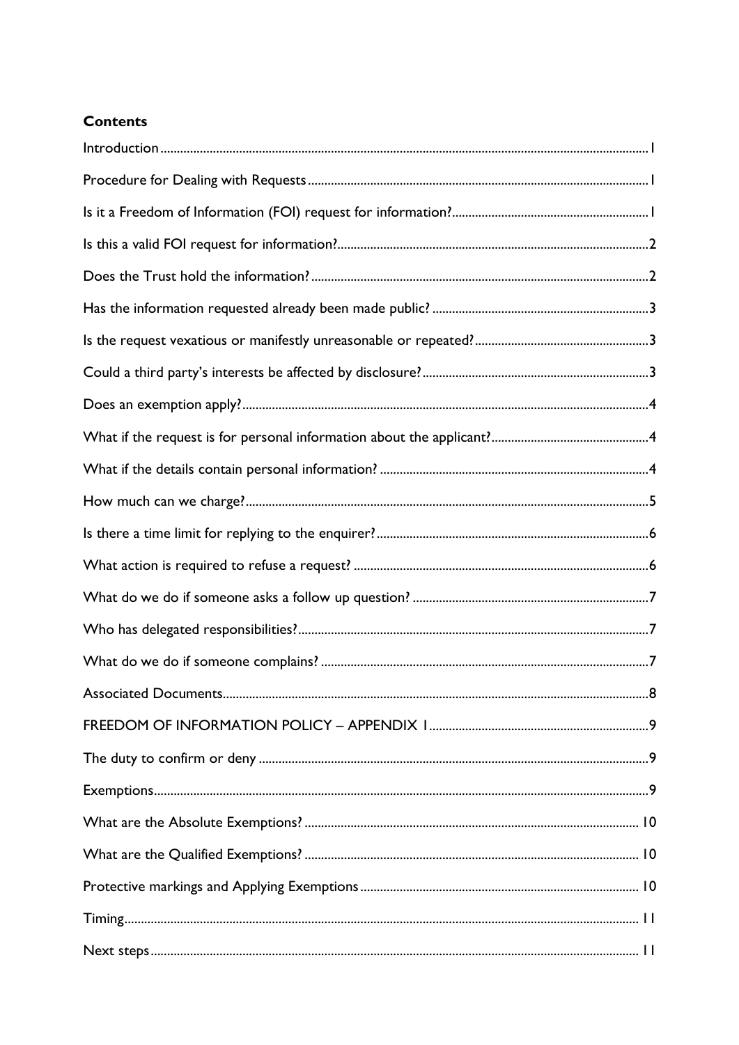**Contents**

Introduction ........ 1

Procedure for Dealing with Requests ........ 1

Is it a Freedom of Information (FOI) request for information? ........ 1

Is this a valid FOI request for information? ........ 2

Does the Trust hold the information? ........ 2

Has the information requested already been made public? ........ 3

Is the request vexatious or manifestly unreasonable or repeated? ........ 3

Could a third party's interests be affected by disclosure? ........ 3

Does an exemption apply? ........ 4

What if the request is for personal information about the applicant? ........ 4

What if the details contain personal information? ........ 4

How much can we charge? ........ 5

Is there a time limit for replying to the enquirer? ........ 6

What action is required to refuse a request? ........ 6

What do we do if someone asks a follow up question? ........ 7

Who has delegated responsibilities? ........ 7

What do we do if someone complains? ........ 7

Associated Documents ........ 8

FREEDOM OF INFORMATION POLICY – APPENDIX 1 ........ 9

The duty to confirm or deny ........ 9

Exemptions ........ 9

What are the Absolute Exemptions? ........ 10

What are the Qualified Exemptions? ........ 10

Protective markings and Applying Exemptions ........ 10

Timing ........ 11

Next steps ........ 11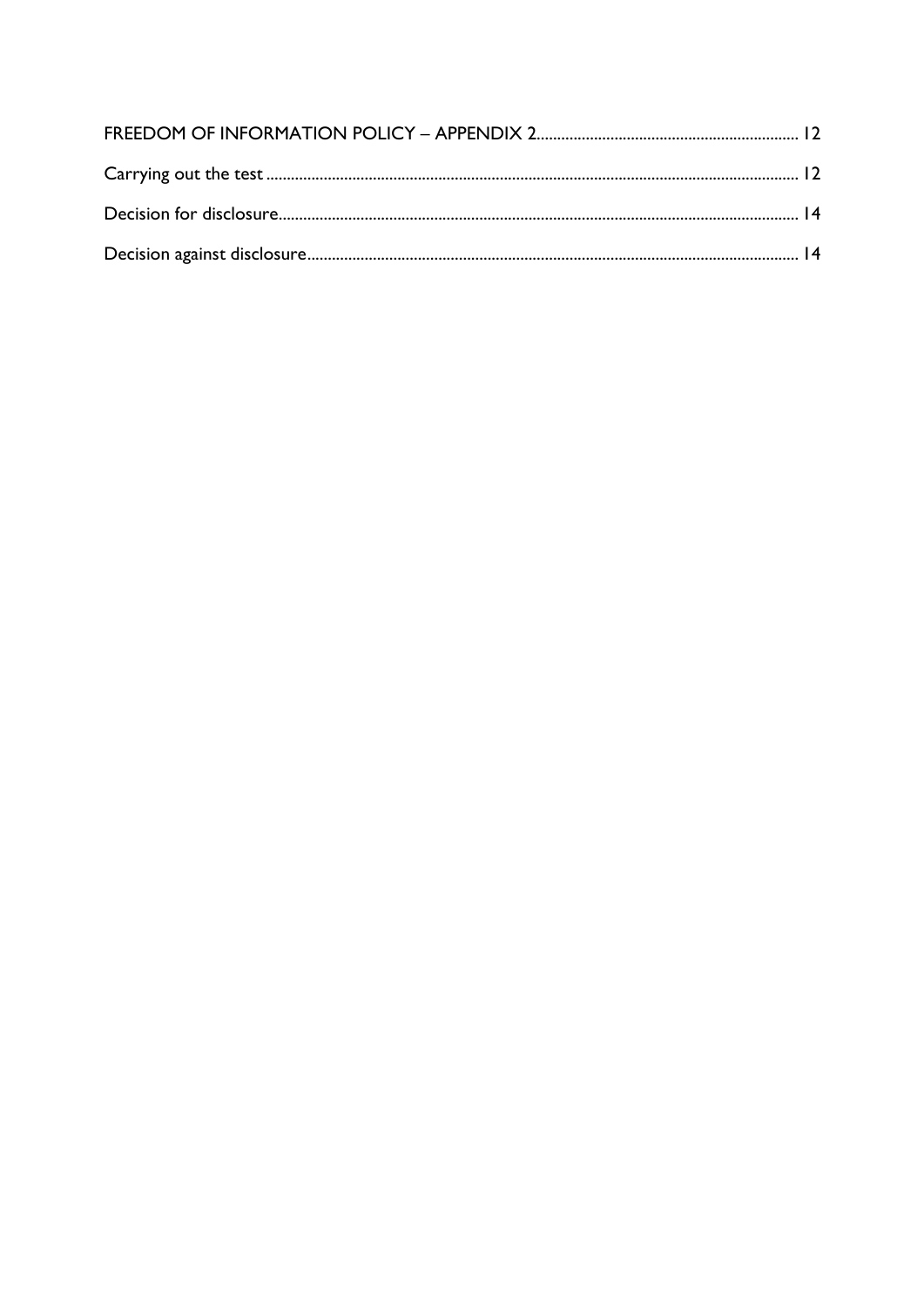FREEDOM OF INFORMATION POLICY – APPENDIX 2 ........ 12

Carrying out the test ........ 12

Decision for disclosure ........ 14

Decision against disclosure ........ 14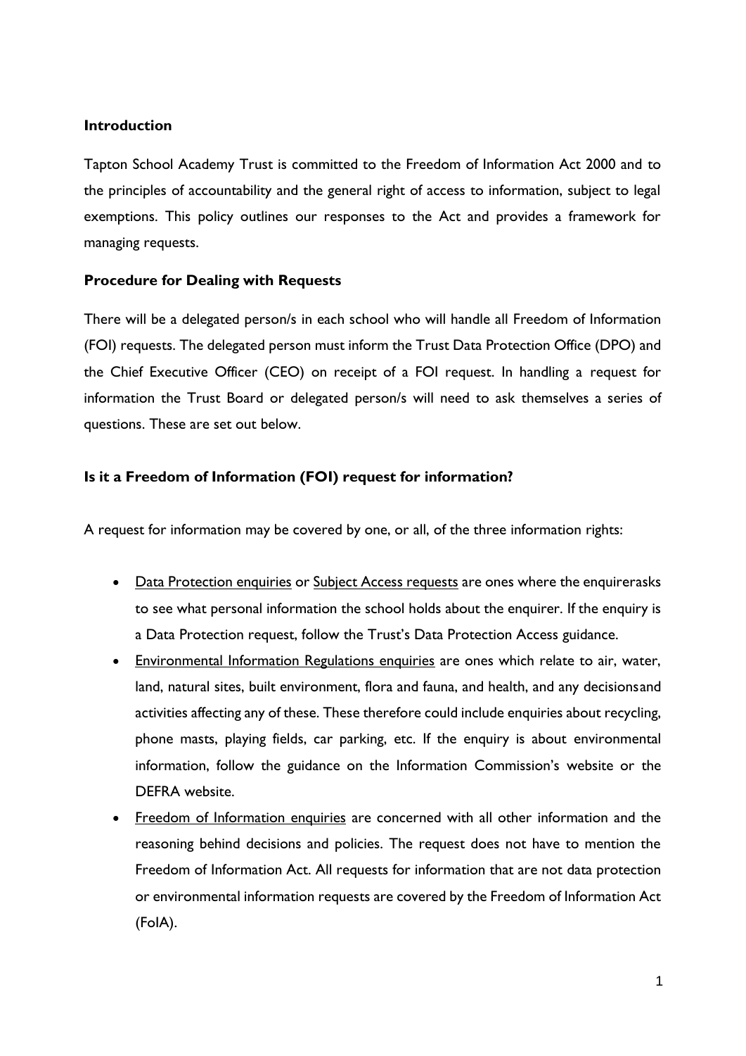**Introduction**

Tapton School Academy Trust is committed to the Freedom of Information Act 2000 and to the principles of accountability and the general right of access to information, subject to legal exemptions. This policy outlines our responses to the Act and provides a framework for managing requests.

**Procedure for Dealing with Requests**

There will be a delegated person/s in each school who will handle all Freedom of Information (FOI) requests. The delegated person must inform the Trust Data Protection Office (DPO) and the Chief Executive Officer (CEO) on receipt of a FOI request. In handling a request for information the Trust Board or delegated person/s will need to ask themselves a series of questions. These are set out below.

**Is it a Freedom of Information (FOI) request for information?**

A request for information may be covered by one, or all, of the three information rights:

- Data Protection enquiries or Subject Access requests are ones where the enquirerasks to see what personal information the school holds about the enquirer. If the enquiry is a Data Protection request, follow the Trust's Data Protection Access guidance.
- Environmental Information Regulations enquiries are ones which relate to air, water, land, natural sites, built environment, flora and fauna, and health, and any decisionsand activities affecting any of these. These therefore could include enquiries about recycling, phone masts, playing fields, car parking, etc. If the enquiry is about environmental information, follow the guidance on the Information Commission's website or the DEFRA website.
- Freedom of Information enquiries are concerned with all other information and the reasoning behind decisions and policies. The request does not have to mention the Freedom of Information Act. All requests for information that are not data protection or environmental information requests are covered by the Freedom of Information Act (FoIA).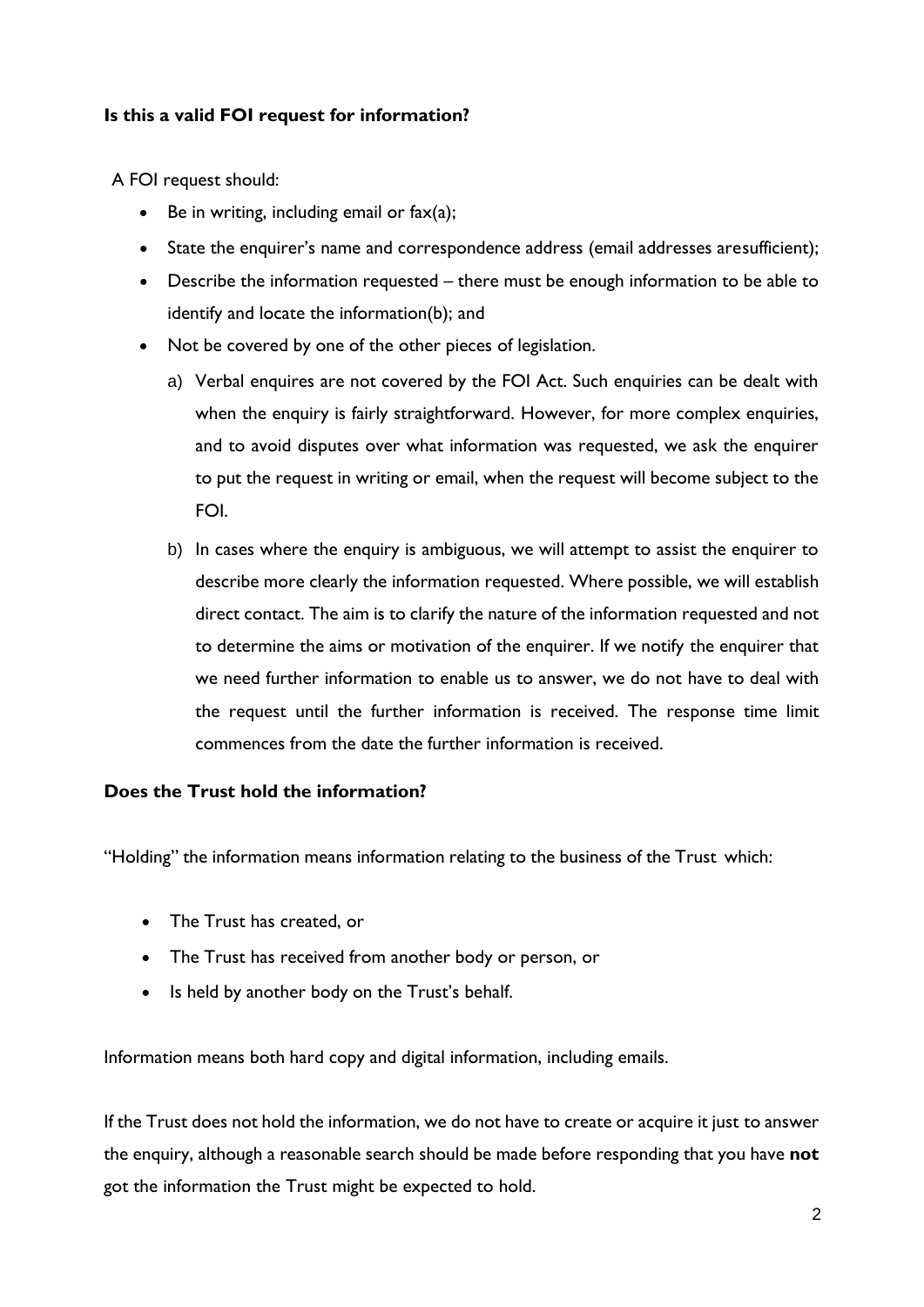**Is this a valid FOI request for information?**

A FOI request should:

- Be in writing, including email or fax(a);
- State the enquirer's name and correspondence address (email addresses aresufficient);
- Describe the information requested – there must be enough information to be able to identify and locate the information(b); and
- Not be covered by one of the other pieces of legislation.
  a) Verbal enquires are not covered by the FOI Act. Such enquiries can be dealt with when the enquiry is fairly straightforward. However, for more complex enquiries, and to avoid disputes over what information was requested, we ask the enquirer to put the request in writing or email, when the request will become subject to the FOI.
  b) In cases where the enquiry is ambiguous, we will attempt to assist the enquirer to describe more clearly the information requested. Where possible, we will establish direct contact. The aim is to clarify the nature of the information requested and not to determine the aims or motivation of the enquirer. If we notify the enquirer that we need further information to enable us to answer, we do not have to deal with the request until the further information is received. The response time limit commences from the date the further information is received.

**Does the Trust hold the information?**

"Holding" the information means information relating to the business of the Trust which:

- The Trust has created, or
- The Trust has received from another body or person, or
- Is held by another body on the Trust's behalf.

Information means both hard copy and digital information, including emails.

If the Trust does not hold the information, we do not have to create or acquire it just to answer the enquiry, although a reasonable search should be made before responding that you have **not** got the information the Trust might be expected to hold.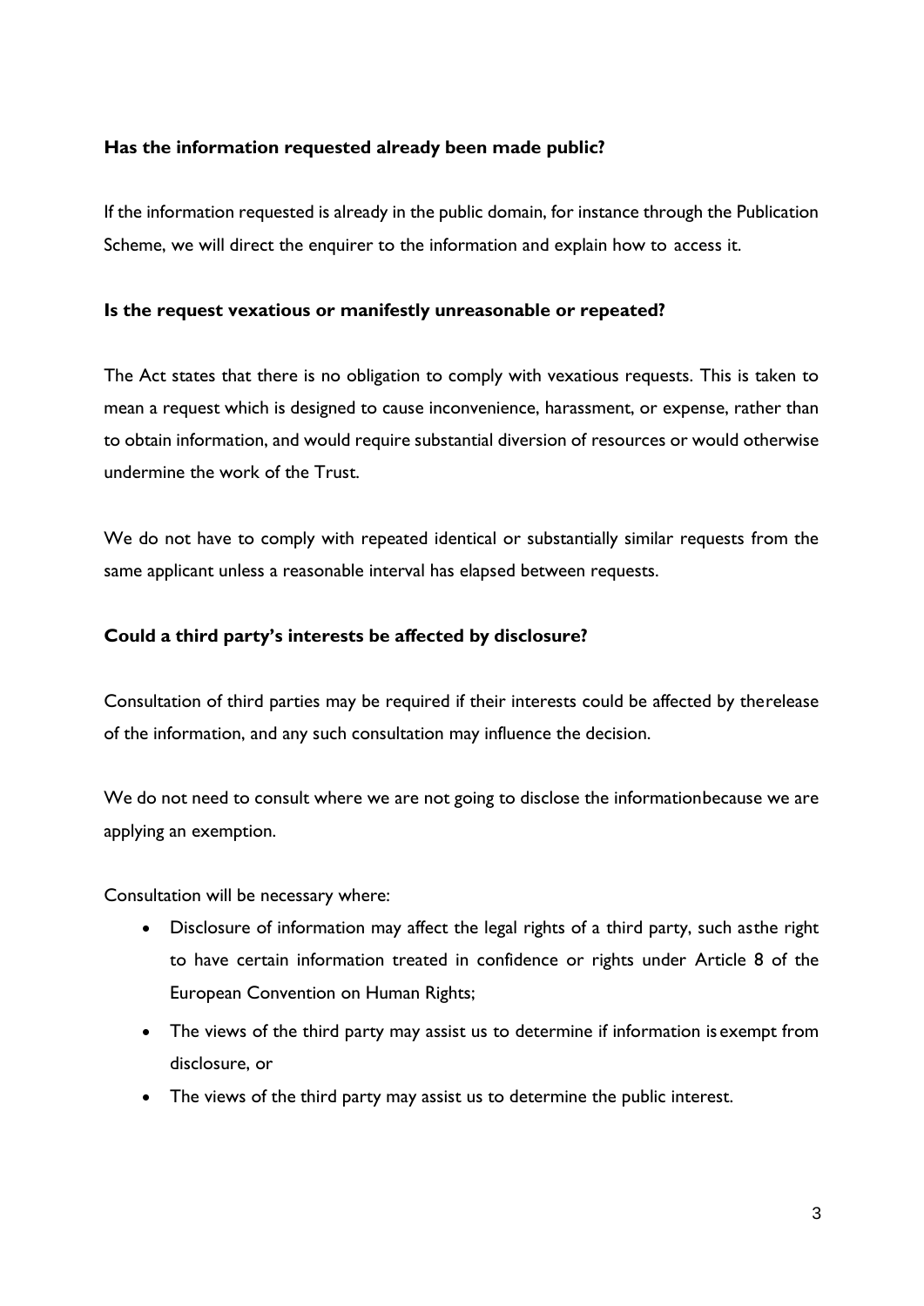### Has the information requested already been made public?

If the information requested is already in the public domain, for instance through the Publication Scheme, we will direct the enquirer to the information and explain how to access it.

### Is the request vexatious or manifestly unreasonable or repeated?

The Act states that there is no obligation to comply with vexatious requests. This is taken to mean a request which is designed to cause inconvenience, harassment, or expense, rather than to obtain information, and would require substantial diversion of resources or would otherwise undermine the work of the Trust.

We do not have to comply with repeated identical or substantially similar requests from the same applicant unless a reasonable interval has elapsed between requests.

### Could a third party's interests be affected by disclosure?

Consultation of third parties may be required if their interests could be affected by therelease of the information, and any such consultation may influence the decision.

We do not need to consult where we are not going to disclose the informationbecause we are applying an exemption.

Consultation will be necessary where:

- Disclosure of information may affect the legal rights of a third party, such asthe right to have certain information treated in confidence or rights under Article 8 of the European Convention on Human Rights;
- The views of the third party may assist us to determine if information isexempt from disclosure, or
- The views of the third party may assist us to determine the public interest.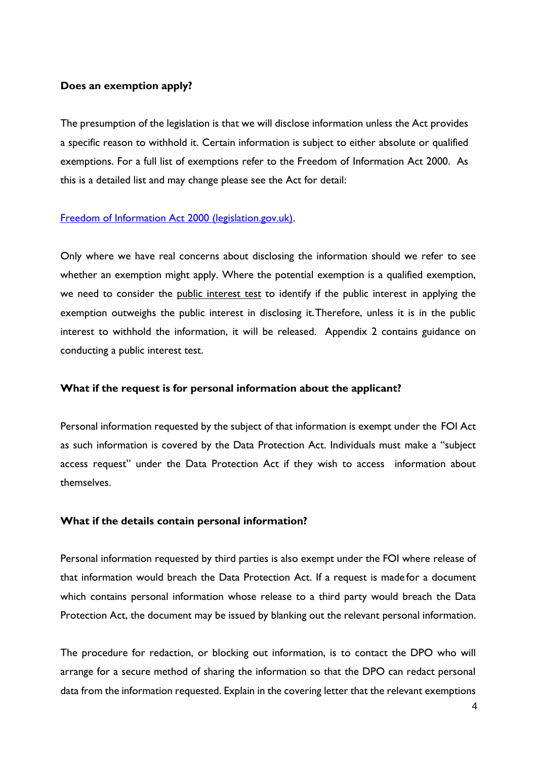**Does an exemption apply?**

The presumption of the legislation is that we will disclose information unless the Act provides a specific reason to withhold it. Certain information is subject to either absolute or qualified exemptions. For a full list of exemptions refer to the Freedom of Information Act 2000. As this is a detailed list and may change please see the Act for detail:

[Freedom of Information Act 2000 (legislation.gov.uk)](https://www.legislation.gov.uk).

Only where we have real concerns about disclosing the information should we refer to see whether an exemption might apply. Where the potential exemption is a qualified exemption, we need to consider the public interest test to identify if the public interest in applying the exemption outweighs the public interest in disclosing it. Therefore, unless it is in the public interest to withhold the information, it will be released. Appendix 2 contains guidance on conducting a public interest test.

**What if the request is for personal information about the applicant?**

Personal information requested by the subject of that information is exempt under the FOI Act as such information is covered by the Data Protection Act. Individuals must make a "subject access request" under the Data Protection Act if they wish to access information about themselves.

**What if the details contain personal information?**

Personal information requested by third parties is also exempt under the FOI where release of that information would breach the Data Protection Act. If a request is made for a document which contains personal information whose release to a third party would breach the Data Protection Act, the document may be issued by blanking out the relevant personal information.

The procedure for redaction, or blocking out information, is to contact the DPO who will arrange for a secure method of sharing the information so that the DPO can redact personal data from the information requested. Explain in the covering letter that the relevant exemptions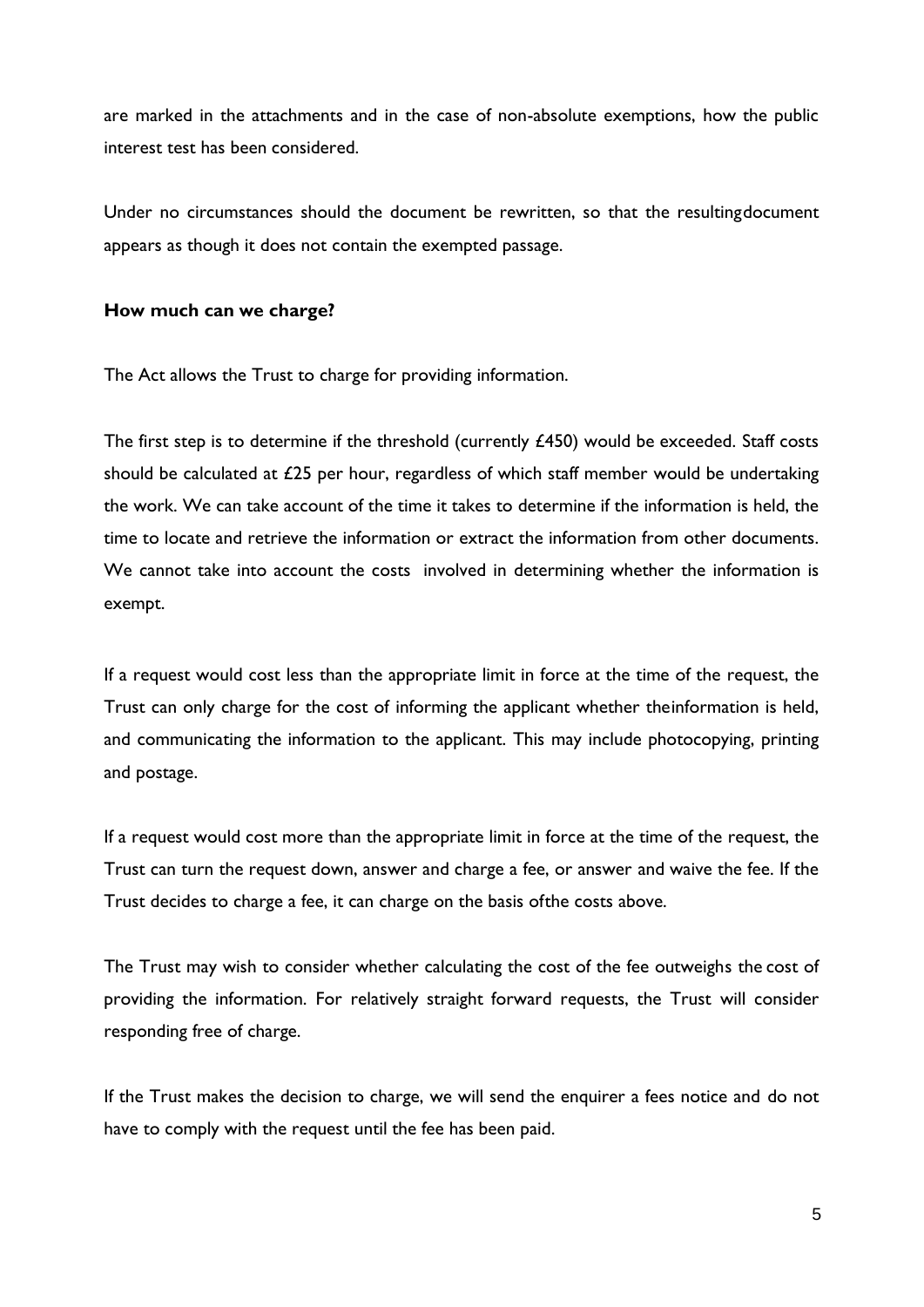are marked in the attachments and in the case of non-absolute exemptions, how the public interest test has been considered.

Under no circumstances should the document be rewritten, so that the resulting document appears as though it does not contain the exempted passage.

**How much can we charge?**

The Act allows the Trust to charge for providing information.

The first step is to determine if the threshold (currently £450) would be exceeded. Staff costs should be calculated at £25 per hour, regardless of which staff member would be undertaking the work. We can take account of the time it takes to determine if the information is held, the time to locate and retrieve the information or extract the information from other documents. We cannot take into account the costs involved in determining whether the information is exempt.

If a request would cost less than the appropriate limit in force at the time of the request, the Trust can only charge for the cost of informing the applicant whether the information is held, and communicating the information to the applicant. This may include photocopying, printing and postage.

If a request would cost more than the appropriate limit in force at the time of the request, the Trust can turn the request down, answer and charge a fee, or answer and waive the fee. If the Trust decides to charge a fee, it can charge on the basis of the costs above.

The Trust may wish to consider whether calculating the cost of the fee outweighs the cost of providing the information. For relatively straight forward requests, the Trust will consider responding free of charge.

If the Trust makes the decision to charge, we will send the enquirer a fees notice and do not have to comply with the request until the fee has been paid.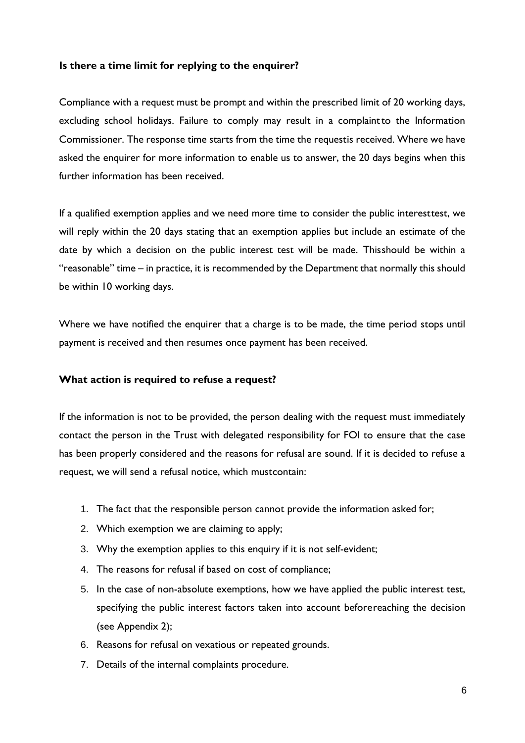**Is there a time limit for replying to the enquirer?**

Compliance with a request must be prompt and within the prescribed limit of 20 working days, excluding school holidays. Failure to comply may result in a complaint to the Information Commissioner. The response time starts from the time the request is received. Where we have asked the enquirer for more information to enable us to answer, the 20 days begins when this further information has been received.

If a qualified exemption applies and we need more time to consider the public interest test, we will reply within the 20 days stating that an exemption applies but include an estimate of the date by which a decision on the public interest test will be made. This should be within a "reasonable" time – in practice, it is recommended by the Department that normally this should be within 10 working days.

Where we have notified the enquirer that a charge is to be made, the time period stops until payment is received and then resumes once payment has been received.

**What action is required to refuse a request?**

If the information is not to be provided, the person dealing with the request must immediately contact the person in the Trust with delegated responsibility for FOI to ensure that the case has been properly considered and the reasons for refusal are sound. If it is decided to refuse a request, we will send a refusal notice, which must contain:

1. The fact that the responsible person cannot provide the information asked for;
2. Which exemption we are claiming to apply;
3. Why the exemption applies to this enquiry if it is not self-evident;
4. The reasons for refusal if based on cost of compliance;
5. In the case of non-absolute exemptions, how we have applied the public interest test, specifying the public interest factors taken into account before reaching the decision (see Appendix 2);
6. Reasons for refusal on vexatious or repeated grounds.
7. Details of the internal complaints procedure.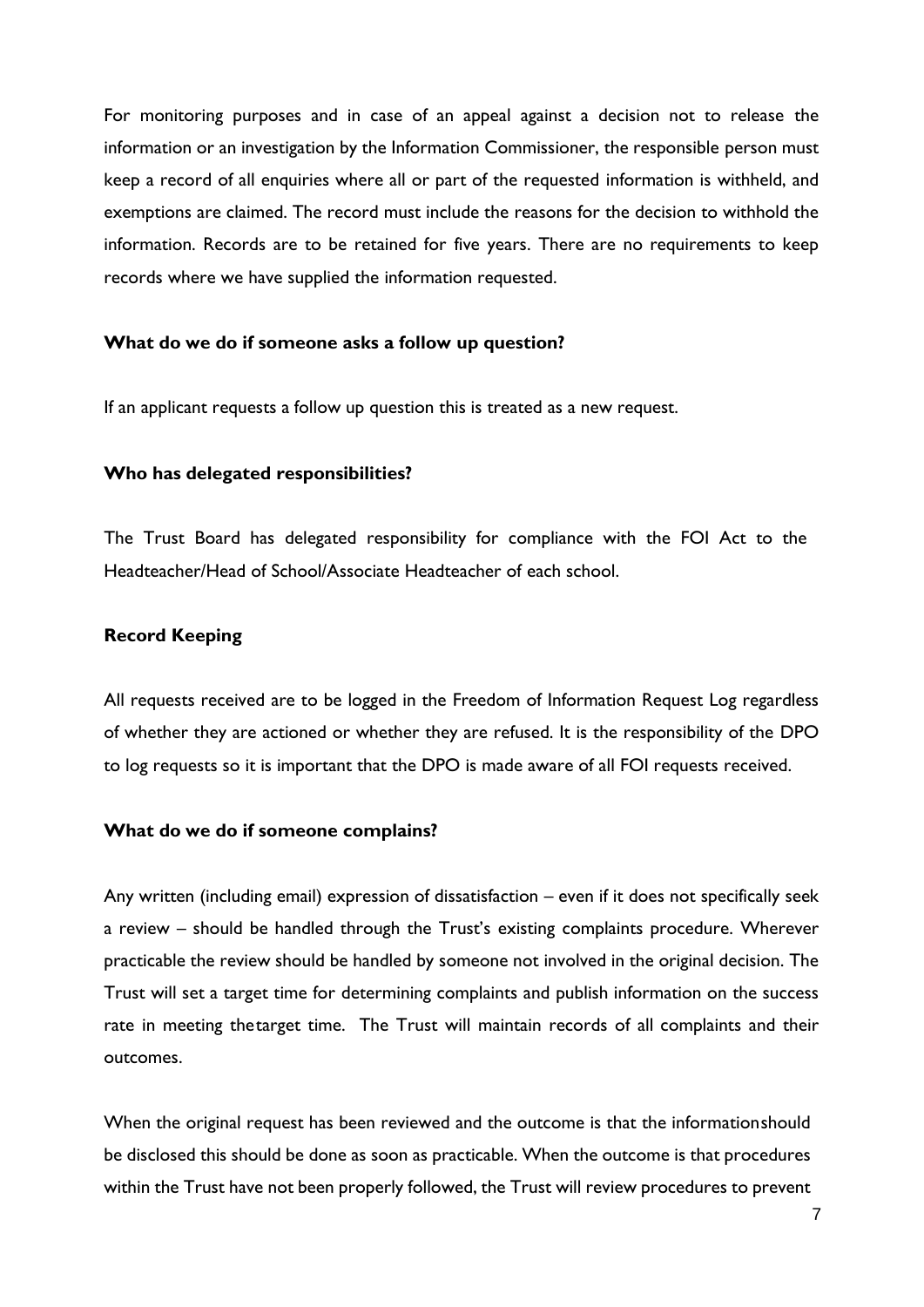For monitoring purposes and in case of an appeal against a decision not to release the information or an investigation by the Information Commissioner, the responsible person must keep a record of all enquiries where all or part of the requested information is withheld, and exemptions are claimed. The record must include the reasons for the decision to withhold the information. Records are to be retained for five years. There are no requirements to keep records where we have supplied the information requested.

**What do we do if someone asks a follow up question?**

If an applicant requests a follow up question this is treated as a new request.

**Who has delegated responsibilities?**

The Trust Board has delegated responsibility for compliance with the FOI Act to the Headteacher/Head of School/Associate Headteacher of each school.

**Record Keeping**

All requests received are to be logged in the Freedom of Information Request Log regardless of whether they are actioned or whether they are refused. It is the responsibility of the DPO to log requests so it is important that the DPO is made aware of all FOI requests received.

**What do we do if someone complains?**

Any written (including email) expression of dissatisfaction – even if it does not specifically seek a review – should be handled through the Trust's existing complaints procedure. Wherever practicable the review should be handled by someone not involved in the original decision. The Trust will set a target time for determining complaints and publish information on the success rate in meeting thetarget time. The Trust will maintain records of all complaints and their outcomes.

When the original request has been reviewed and the outcome is that the informationshould be disclosed this should be done as soon as practicable. When the outcome is that procedures within the Trust have not been properly followed, the Trust will review procedures to prevent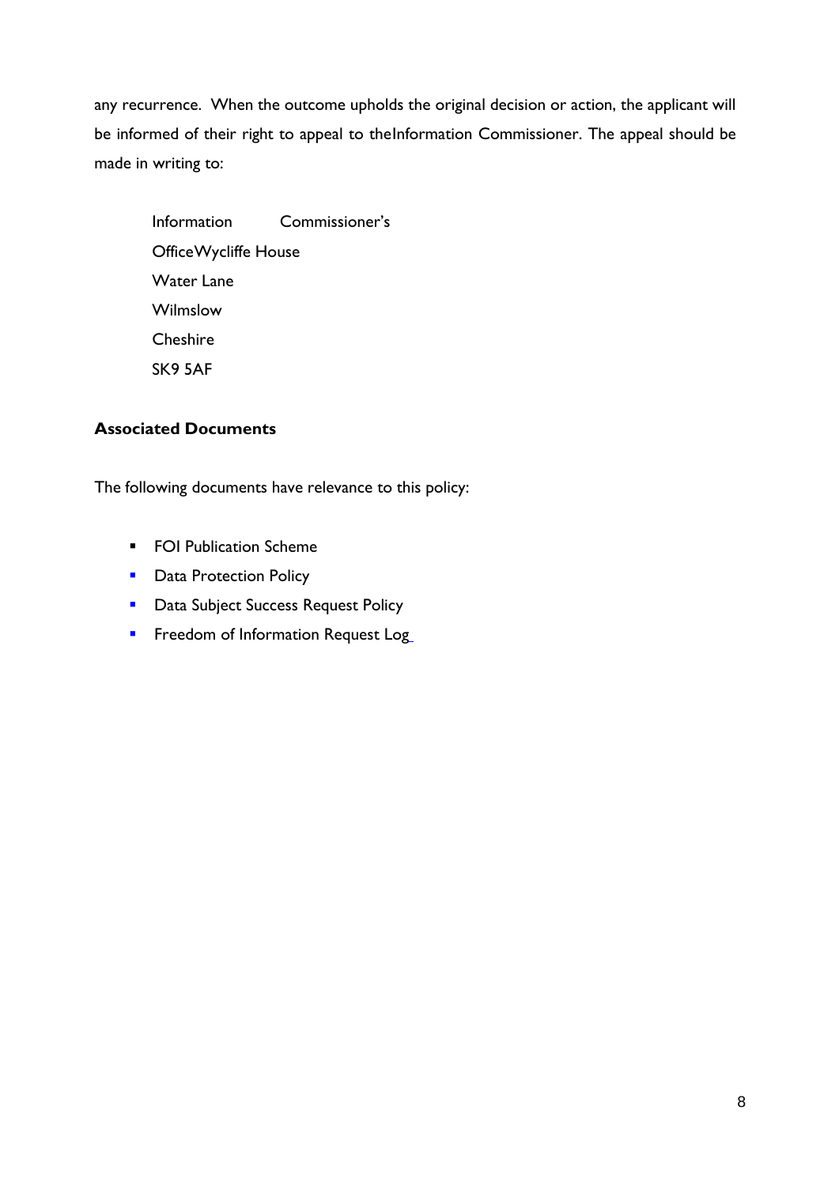any recurrence. When the outcome upholds the original decision or action, the applicant will be informed of their right to appeal to theInformation Commissioner. The appeal should be made in writing to:

Information Commissioner's  
OfficeWycliffe House  
Water Lane  
Wilmslow  
Cheshire  
SK9 5AF

**Associated Documents**

The following documents have relevance to this policy:

- FOI Publication Scheme
- Data Protection Policy
- Data Subject Success Request Policy
- Freedom of Information Request Log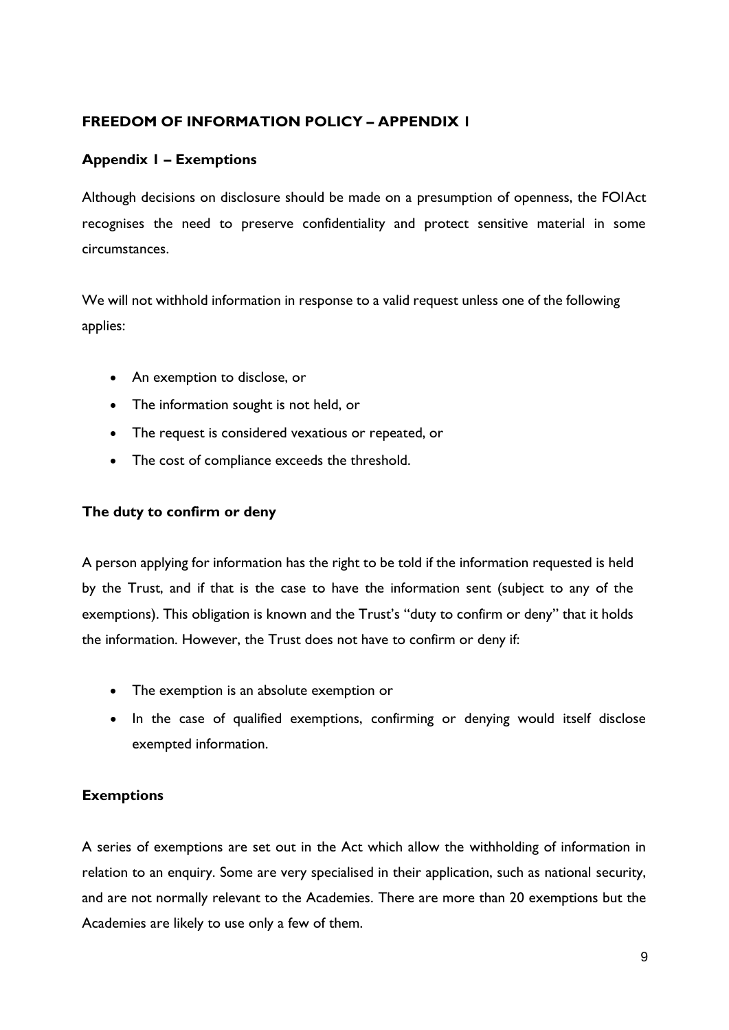## FREEDOM OF INFORMATION POLICY – APPENDIX 1

### Appendix 1 – Exemptions

Although decisions on disclosure should be made on a presumption of openness, the FOIAct recognises the need to preserve confidentiality and protect sensitive material in some circumstances.

We will not withhold information in response to a valid request unless one of the following applies:

- An exemption to disclose, or
- The information sought is not held, or
- The request is considered vexatious or repeated, or
- The cost of compliance exceeds the threshold.

### The duty to confirm or deny

A person applying for information has the right to be told if the information requested is held by the Trust, and if that is the case to have the information sent (subject to any of the exemptions). This obligation is known and the Trust's "duty to confirm or deny" that it holds the information. However, the Trust does not have to confirm or deny if:

- The exemption is an absolute exemption or
- In the case of qualified exemptions, confirming or denying would itself disclose exempted information.

### Exemptions

A series of exemptions are set out in the Act which allow the withholding of information in relation to an enquiry. Some are very specialised in their application, such as national security, and are not normally relevant to the Academies. There are more than 20 exemptions but the Academies are likely to use only a few of them.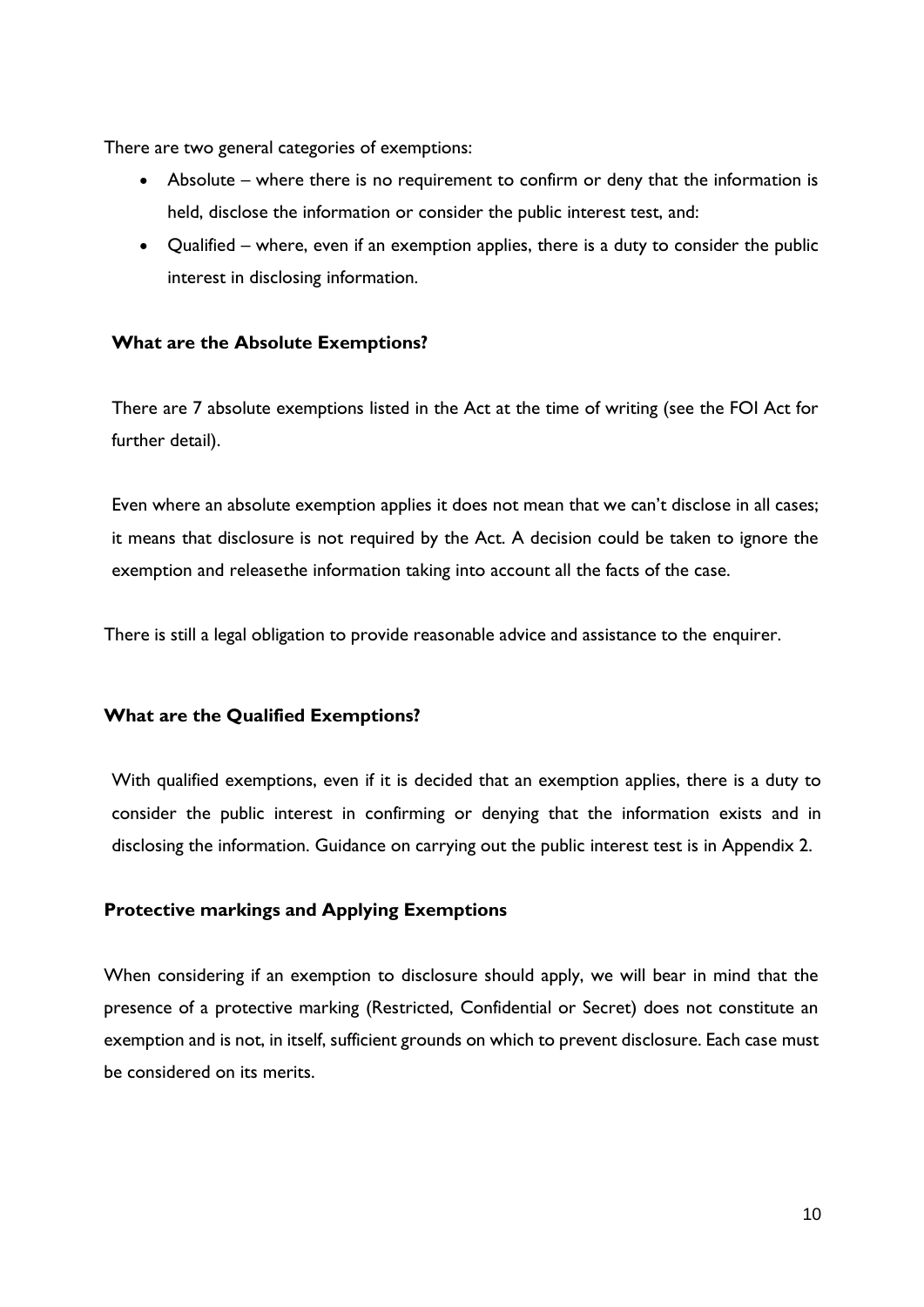There are two general categories of exemptions:

- Absolute – where there is no requirement to confirm or deny that the information is held, disclose the information or consider the public interest test, and:
- Qualified – where, even if an exemption applies, there is a duty to consider the public interest in disclosing information.

**What are the Absolute Exemptions?**

There are 7 absolute exemptions listed in the Act at the time of writing (see the FOI Act for further detail).

Even where an absolute exemption applies it does not mean that we can't disclose in all cases; it means that disclosure is not required by the Act. A decision could be taken to ignore the exemption and releasethe information taking into account all the facts of the case.

There is still a legal obligation to provide reasonable advice and assistance to the enquirer.

**What are the Qualified Exemptions?**

With qualified exemptions, even if it is decided that an exemption applies, there is a duty to consider the public interest in confirming or denying that the information exists and in disclosing the information. Guidance on carrying out the public interest test is in Appendix 2.

**Protective markings and Applying Exemptions**

When considering if an exemption to disclosure should apply, we will bear in mind that the presence of a protective marking (Restricted, Confidential or Secret) does not constitute an exemption and is not, in itself, sufficient grounds on which to prevent disclosure. Each case must be considered on its merits.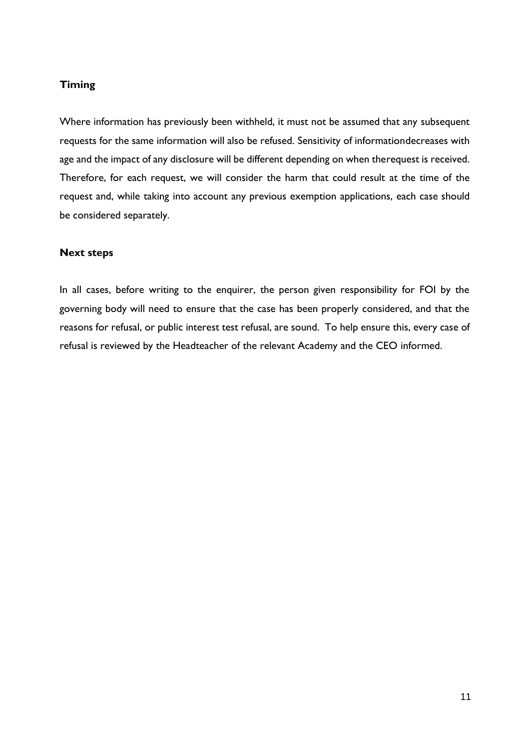### Timing

Where information has previously been withheld, it must not be assumed that any subsequent requests for the same information will also be refused. Sensitivity of informationdecreases with age and the impact of any disclosure will be different depending on when therequest is received. Therefore, for each request, we will consider the harm that could result at the time of the request and, while taking into account any previous exemption applications, each case should be considered separately.

### Next steps

In all cases, before writing to the enquirer, the person given responsibility for FOI by the governing body will need to ensure that the case has been properly considered, and that the reasons for refusal, or public interest test refusal, are sound. To help ensure this, every case of refusal is reviewed by the Headteacher of the relevant Academy and the CEO informed.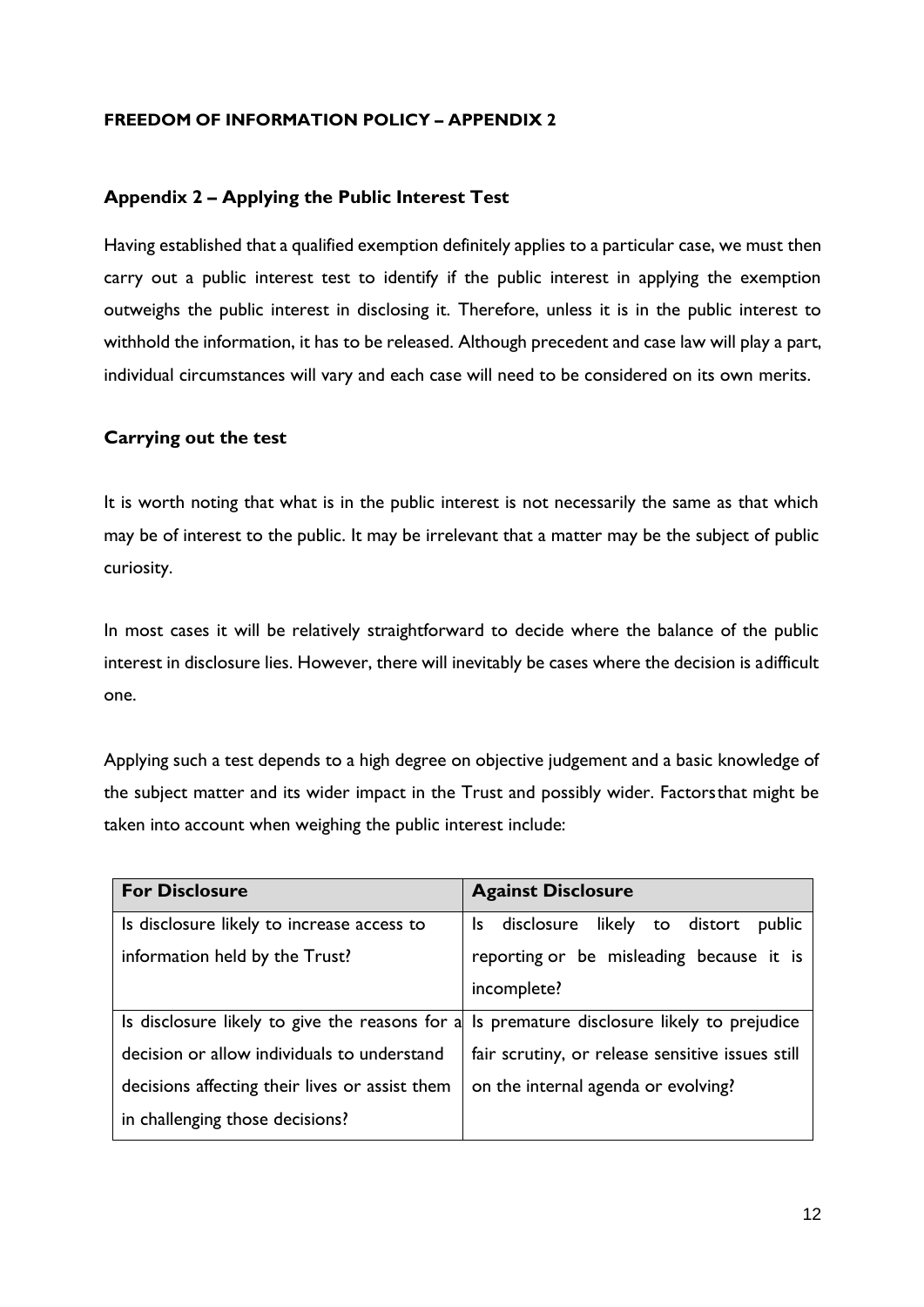**FREEDOM OF INFORMATION POLICY – APPENDIX 2**

## Appendix 2 – Applying the Public Interest Test

Having established that a qualified exemption definitely applies to a particular case, we must then carry out a public interest test to identify if the public interest in applying the exemption outweighs the public interest in disclosing it. Therefore, unless it is in the public interest to withhold the information, it has to be released. Although precedent and case law will play a part, individual circumstances will vary and each case will need to be considered on its own merits.

### Carrying out the test

It is worth noting that what is in the public interest is not necessarily the same as that which may be of interest to the public. It may be irrelevant that a matter may be the subject of public curiosity.

In most cases it will be relatively straightforward to decide where the balance of the public interest in disclosure lies. However, there will inevitably be cases where the decision is adifficult one.

Applying such a test depends to a high degree on objective judgement and a basic knowledge of the subject matter and its wider impact in the Trust and possibly wider. Factorsthat might be taken into account when weighing the public interest include:

| For Disclosure | Against Disclosure |
| --- | --- |
| Is disclosure likely to increase access to information held by the Trust? | Is disclosure likely to distort public reporting or be misleading because it is incomplete? |
| Is disclosure likely to give the reasons for a decision or allow individuals to understand decisions affecting their lives or assist them in challenging those decisions? | Is premature disclosure likely to prejudice fair scrutiny, or release sensitive issues still on the internal agenda or evolving? |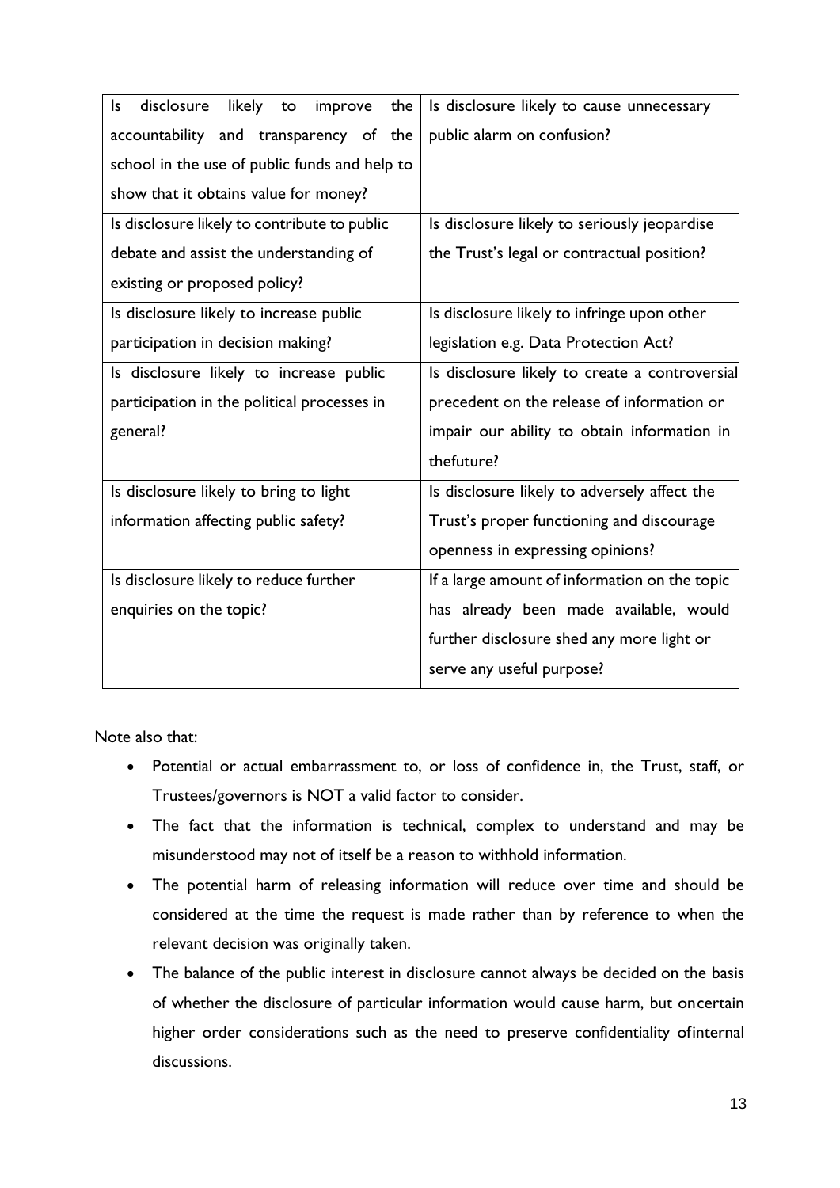| Is disclosure likely to improve the accountability and transparency of the school in the use of public funds and help to show that it obtains value for money? | Is disclosure likely to cause unnecessary public alarm on confusion? |
|---|---|
| Is disclosure likely to contribute to public debate and assist the understanding of existing or proposed policy? | Is disclosure likely to seriously jeopardise the Trust's legal or contractual position? |
| Is disclosure likely to increase public participation in decision making? | Is disclosure likely to infringe upon other legislation e.g. Data Protection Act? |
| Is disclosure likely to increase public participation in the political processes in general? | Is disclosure likely to create a controversial precedent on the release of information or impair our ability to obtain information in thefuture? |
| Is disclosure likely to bring to light information affecting public safety? | Is disclosure likely to adversely affect the Trust's proper functioning and discourage openness in expressing opinions? |
| Is disclosure likely to reduce further enquiries on the topic? | If a large amount of information on the topic has already been made available, would further disclosure shed any more light or serve any useful purpose? |

Note also that:

- Potential or actual embarrassment to, or loss of confidence in, the Trust, staff, or Trustees/governors is NOT a valid factor to consider.
- The fact that the information is technical, complex to understand and may be misunderstood may not of itself be a reason to withhold information.
- The potential harm of releasing information will reduce over time and should be considered at the time the request is made rather than by reference to when the relevant decision was originally taken.
- The balance of the public interest in disclosure cannot always be decided on the basis of whether the disclosure of particular information would cause harm, but oncertain higher order considerations such as the need to preserve confidentiality ofinternal discussions.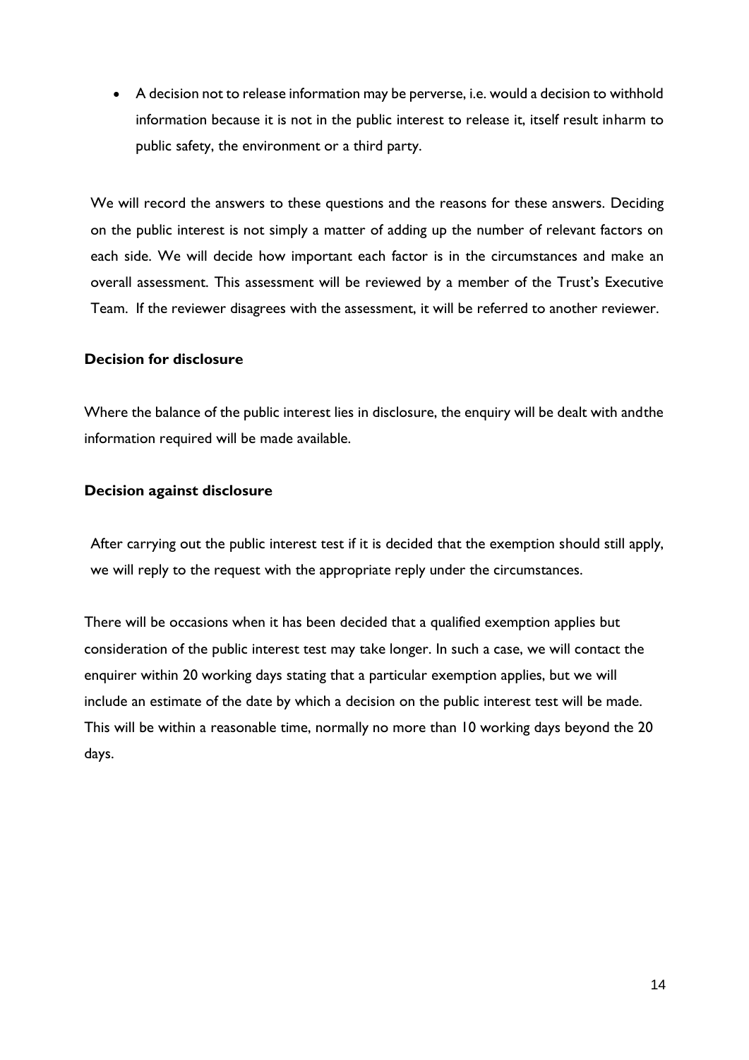- A decision not to release information may be perverse, i.e. would a decision to withhold information because it is not in the public interest to release it, itself result inharm to public safety, the environment or a third party.

We will record the answers to these questions and the reasons for these answers. Deciding on the public interest is not simply a matter of adding up the number of relevant factors on each side. We will decide how important each factor is in the circumstances and make an overall assessment. This assessment will be reviewed by a member of the Trust's Executive Team. If the reviewer disagrees with the assessment, it will be referred to another reviewer.

**Decision for disclosure**

Where the balance of the public interest lies in disclosure, the enquiry will be dealt with andthe information required will be made available.

**Decision against disclosure**

After carrying out the public interest test if it is decided that the exemption should still apply, we will reply to the request with the appropriate reply under the circumstances.

There will be occasions when it has been decided that a qualified exemption applies but consideration of the public interest test may take longer. In such a case, we will contact the enquirer within 20 working days stating that a particular exemption applies, but we will include an estimate of the date by which a decision on the public interest test will be made. This will be within a reasonable time, normally no more than 10 working days beyond the 20 days.